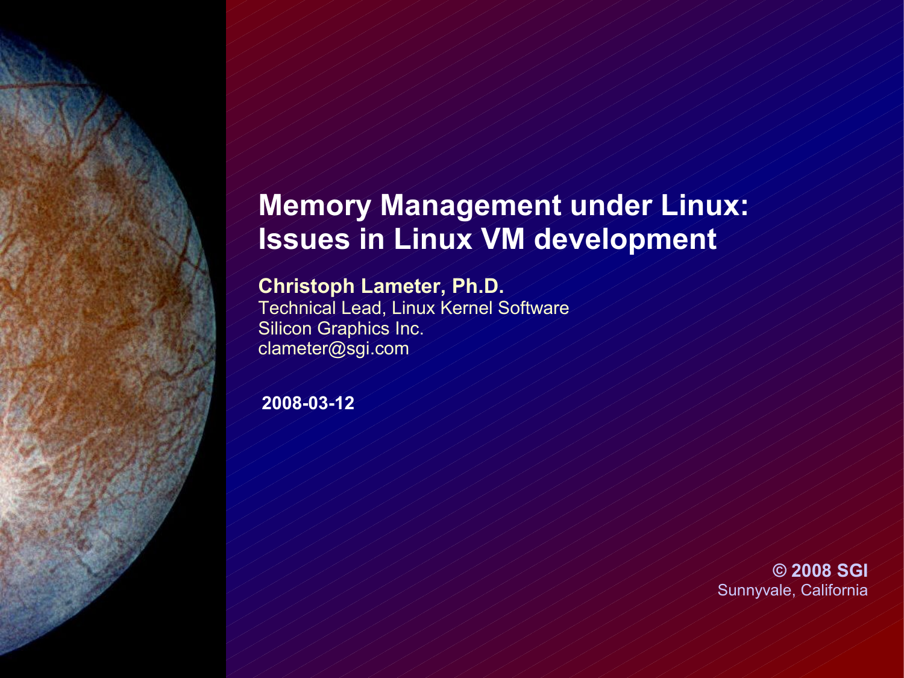# Memory Management under Linux: Issues in Linux VM development

**Christoph Lameter, Ph.D.**
Technical Lead, Linux Kernel Software
Silicon Graphics Inc.
clameter@sgi.com

**2008-03-12**

**© 2008 SGI**
Sunnyvale, California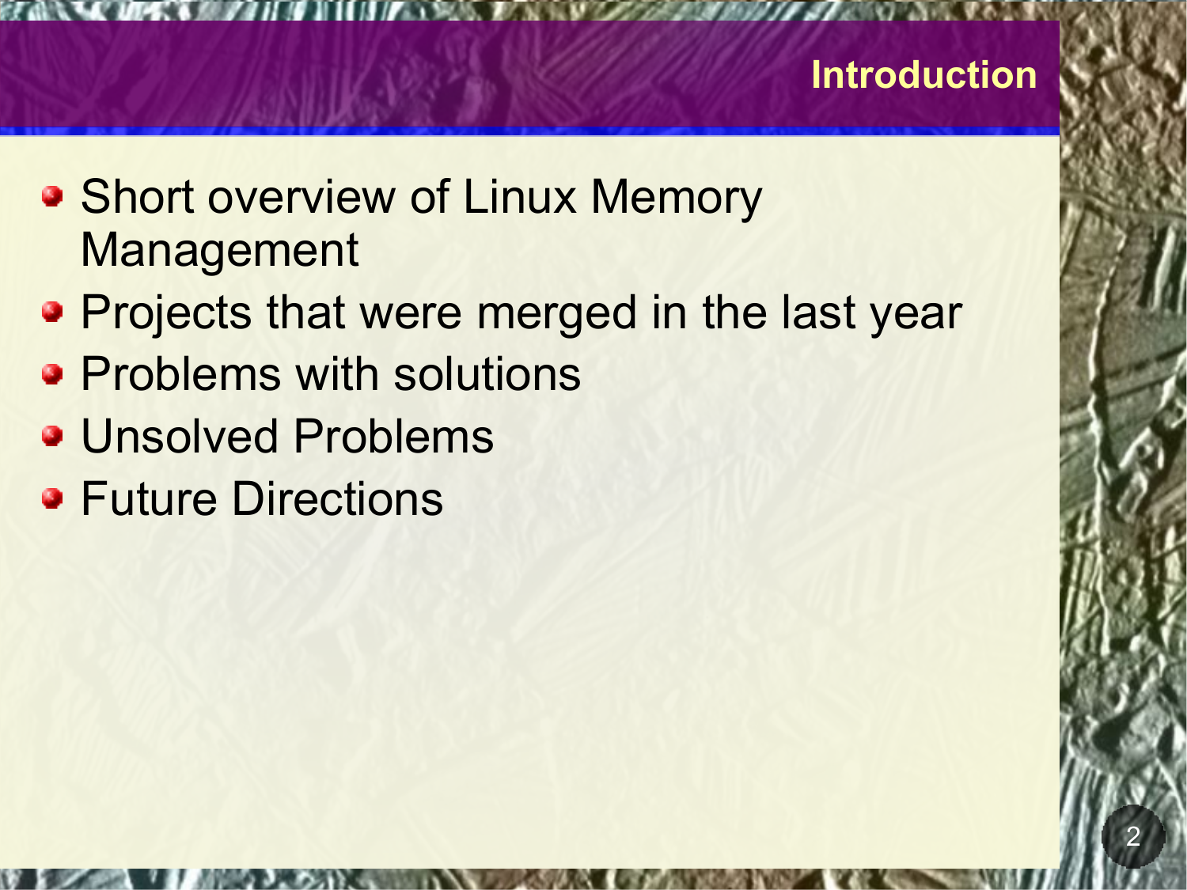## Introduction

- Short overview of Linux Memory Management
- Projects that were merged in the last year
- Problems with solutions
- Unsolved Problems
- Future Directions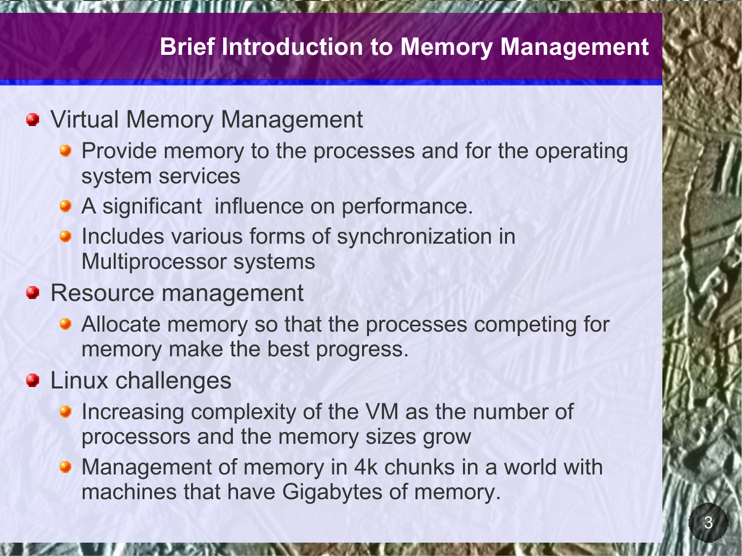# Brief Introduction to Memory Management

- Virtual Memory Management
  - Provide memory to the processes and for the operating system services
  - A significant influence on performance.
  - Includes various forms of synchronization in Multiprocessor systems
- Resource management
  - Allocate memory so that the processes competing for memory make the best progress.
- Linux challenges
  - Increasing complexity of the VM as the number of processors and the memory sizes grow
  - Management of memory in 4k chunks in a world with machines that have Gigabytes of memory.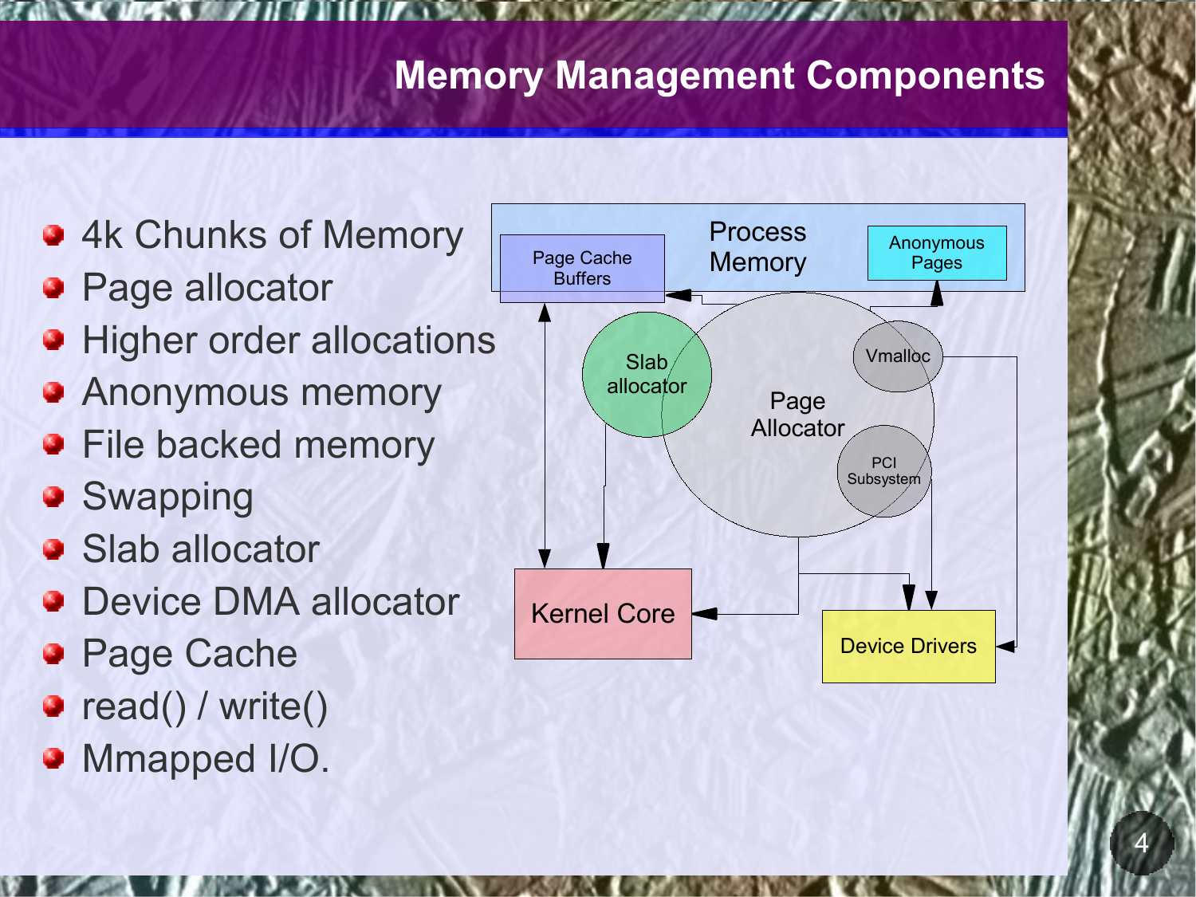# Memory Management Components

- 4k Chunks of Memory
- Page allocator
- Higher order allocations
- Anonymous memory
- File backed memory
- Swapping
- Slab allocator
- Device DMA allocator
- Page Cache
- read() / write()
- Mmapped I/O.

Process Memory

Page Cache Buffers

Anonymous Pages

Slab allocator

Page Allocator

Vmalloc

PCI Subsystem

Kernel Core

Device Drivers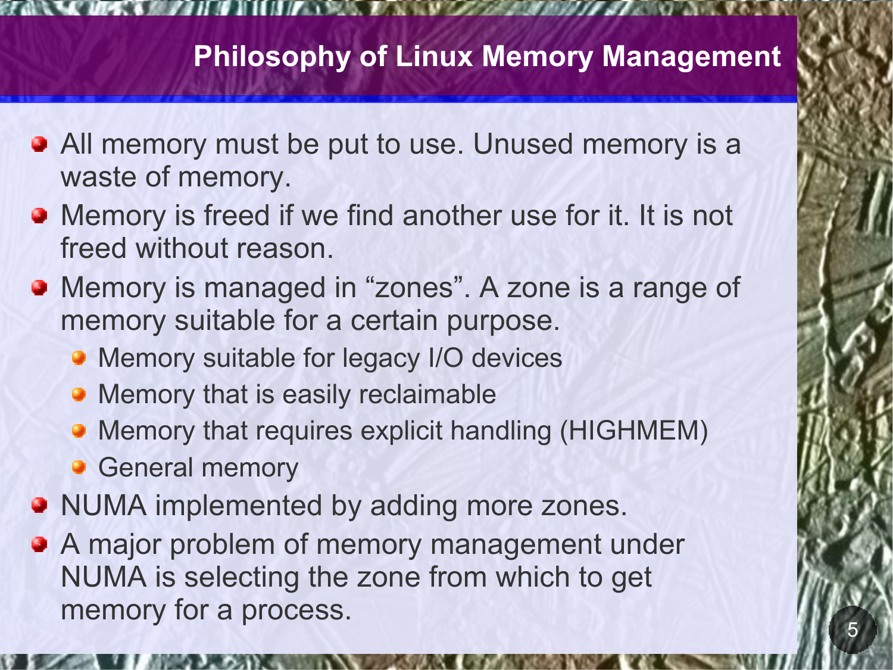# Philosophy of Linux Memory Management

- All memory must be put to use. Unused memory is a waste of memory.
- Memory is freed if we find another use for it. It is not freed without reason.
- Memory is managed in “zones”. A zone is a range of memory suitable for a certain purpose.
  - Memory suitable for legacy I/O devices
  - Memory that is easily reclaimable
  - Memory that requires explicit handling (HIGHMEM)
  - General memory
- NUMA implemented by adding more zones.
- A major problem of memory management under NUMA is selecting the zone from which to get memory for a process.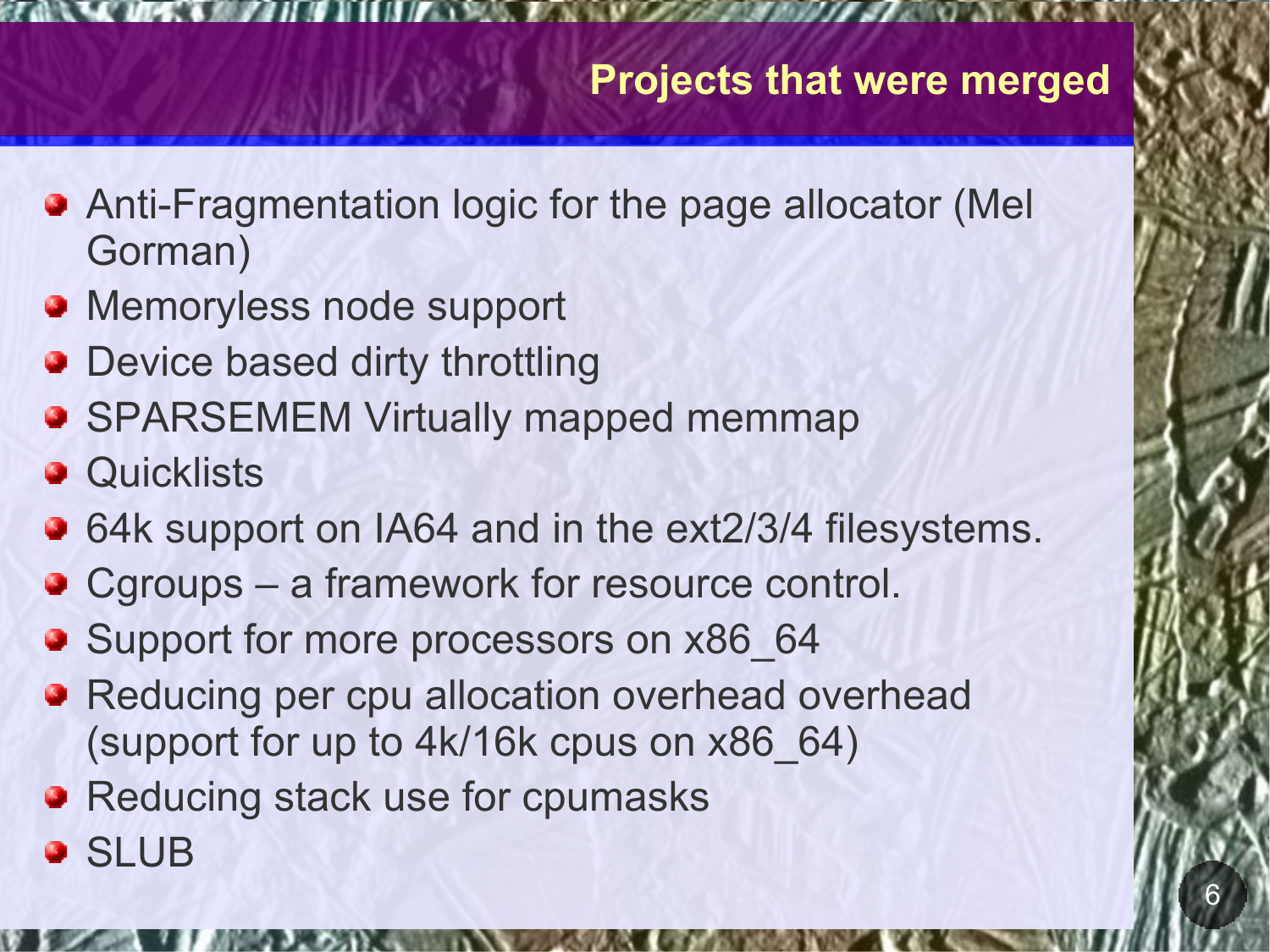# Projects that were merged

- Anti-Fragmentation logic for the page allocator (Mel Gorman)
- Memoryless node support
- Device based dirty throttling
- SPARSEMEM Virtually mapped memmap
- Quicklists
- 64k support on IA64 and in the ext2/3/4 filesystems.
- Cgroups – a framework for resource control.
- Support for more processors on x86_64
- Reducing per cpu allocation overhead overhead (support for up to 4k/16k cpus on x86_64)
- Reducing stack use for cpumasks
- SLUB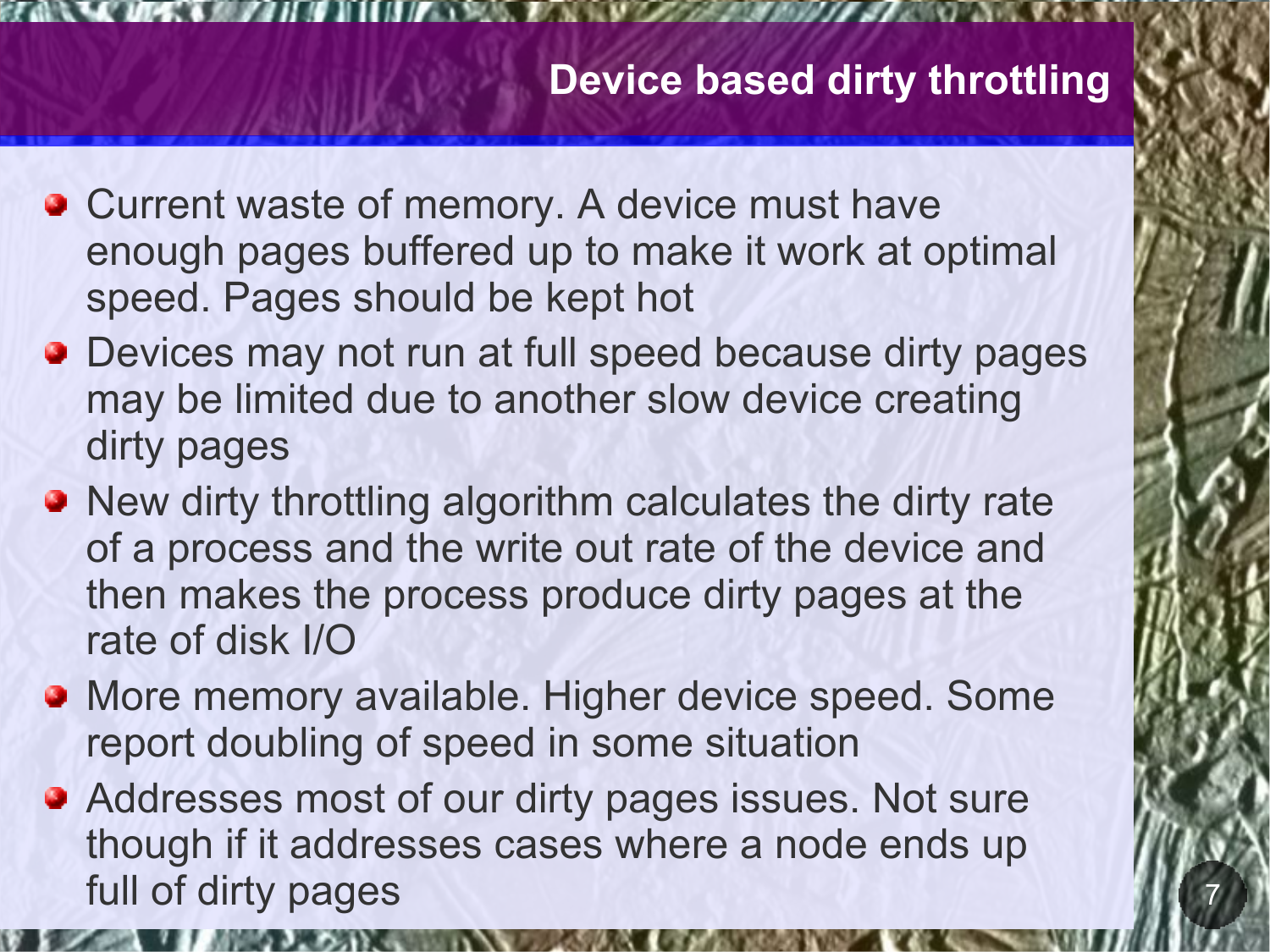# Device based dirty throttling

- Current waste of memory. A device must have enough pages buffered up to make it work at optimal speed. Pages should be kept hot
- Devices may not run at full speed because dirty pages may be limited due to another slow device creating dirty pages
- New dirty throttling algorithm calculates the dirty rate of a process and the write out rate of the device and then makes the process produce dirty pages at the rate of disk I/O
- More memory available. Higher device speed. Some report doubling of speed in some situation
- Addresses most of our dirty pages issues. Not sure though if it addresses cases where a node ends up full of dirty pages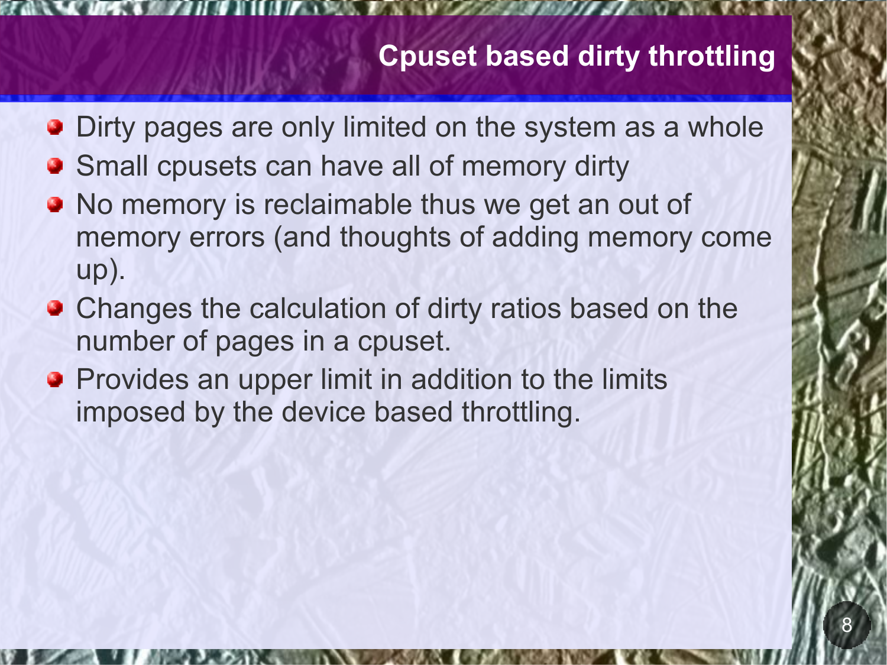# Cpuset based dirty throttling

- Dirty pages are only limited on the system as a whole
- Small cpusets can have all of memory dirty
- No memory is reclaimable thus we get an out of memory errors (and thoughts of adding memory come up).
- Changes the calculation of dirty ratios based on the number of pages in a cpuset.
- Provides an upper limit in addition to the limits imposed by the device based throttling.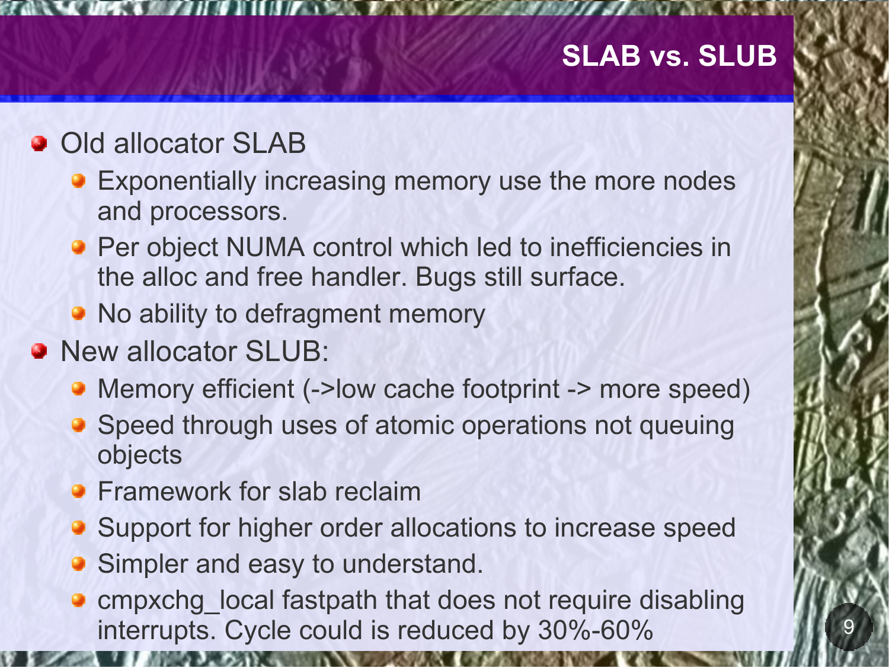## SLAB vs. SLUB

- Old allocator SLAB
  - Exponentially increasing memory use the more nodes and processors.
  - Per object NUMA control which led to inefficiencies in the alloc and free handler. Bugs still surface.
  - No ability to defragment memory
- New allocator SLUB:
  - Memory efficient (->low cache footprint -> more speed)
  - Speed through uses of atomic operations not queuing objects
  - Framework for slab reclaim
  - Support for higher order allocations to increase speed
  - Simpler and easy to understand.
  - cmpxchg_local fastpath that does not require disabling interrupts. Cycle could is reduced by 30%-60%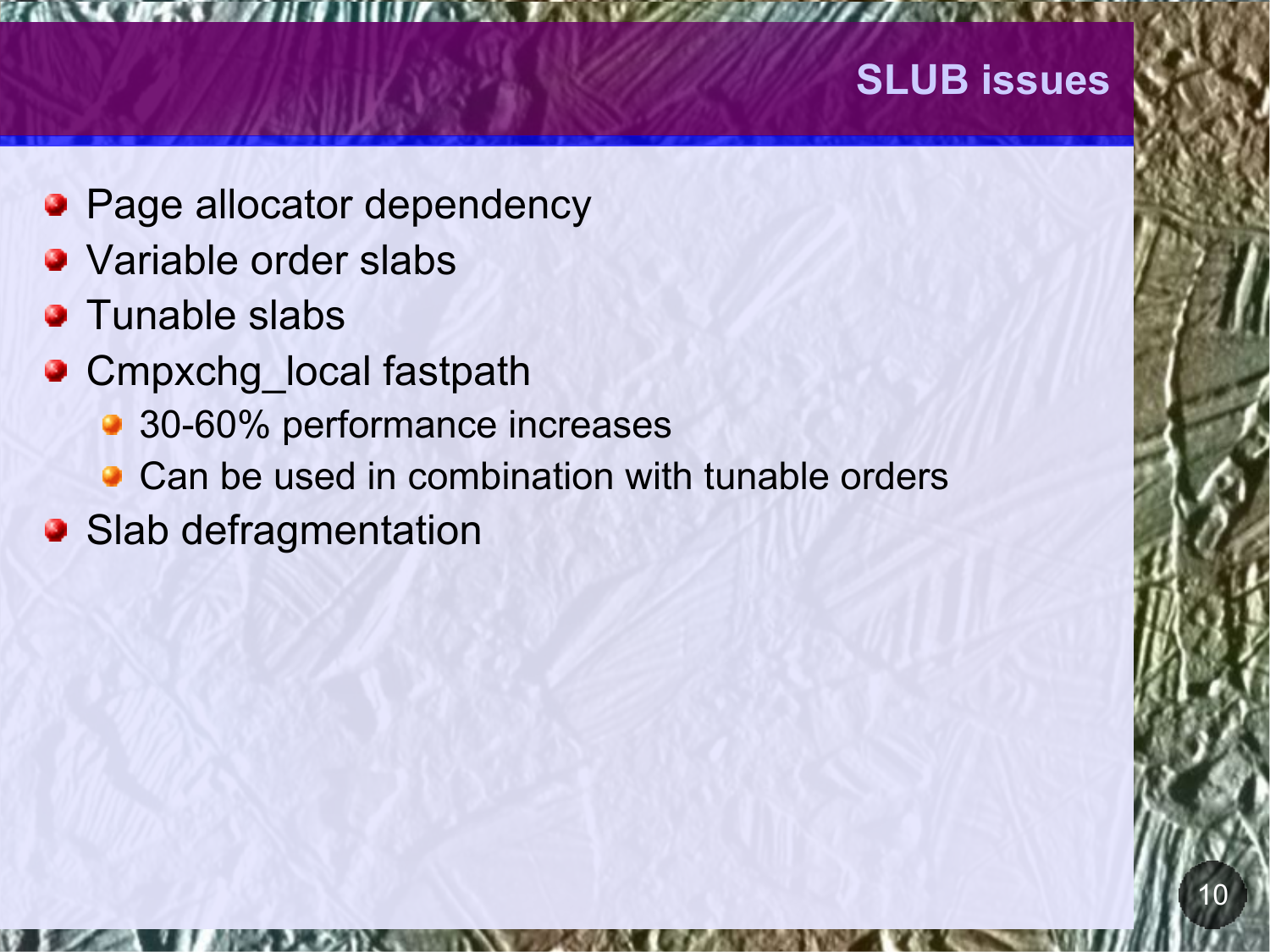# SLUB issues

- Page allocator dependency
- Variable order slabs
- Tunable slabs
- Cmpxchg_local fastpath
  - 30-60% performance increases
  - Can be used in combination with tunable orders
- Slab defragmentation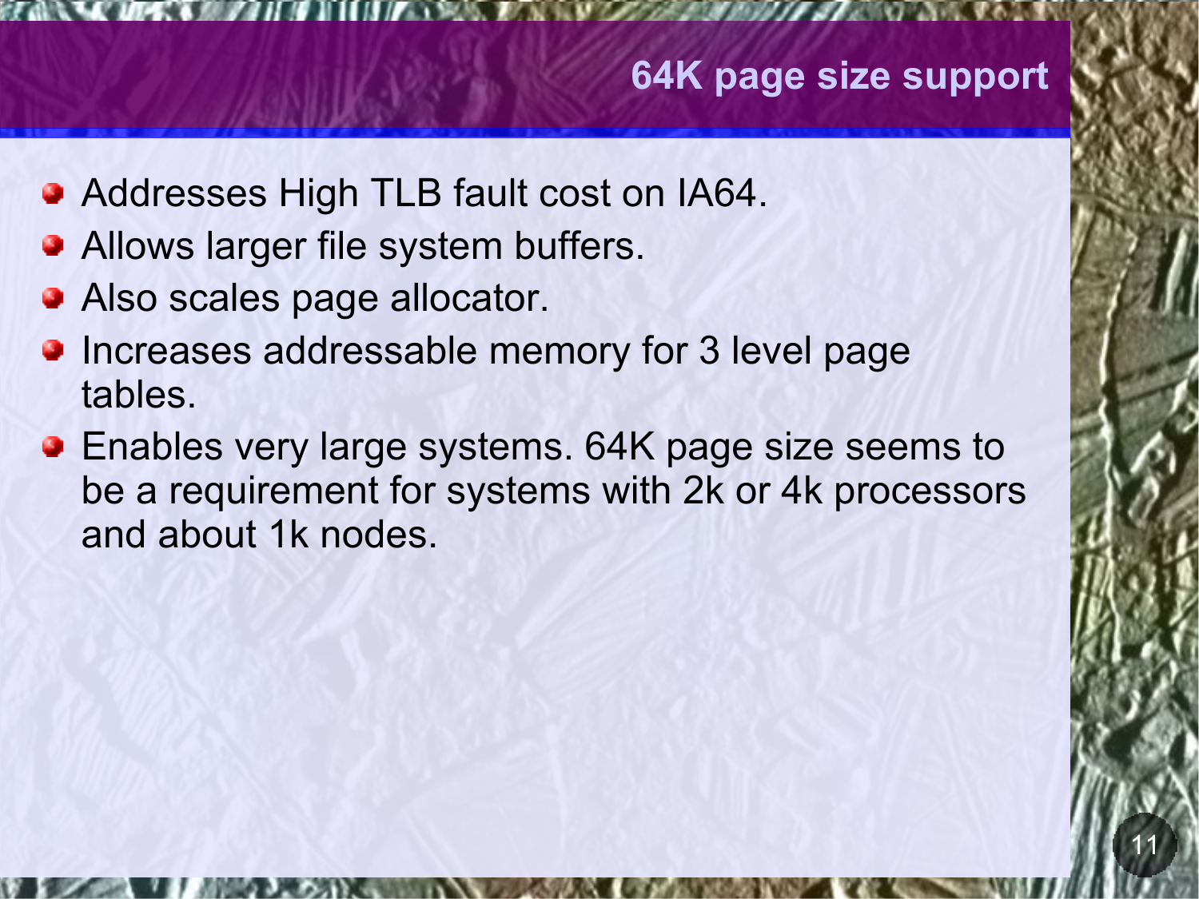# 64K page size support

- Addresses High TLB fault cost on IA64.
- Allows larger file system buffers.
- Also scales page allocator.
- Increases addressable memory for 3 level page tables.
- Enables very large systems. 64K page size seems to be a requirement for systems with 2k or 4k processors and about 1k nodes.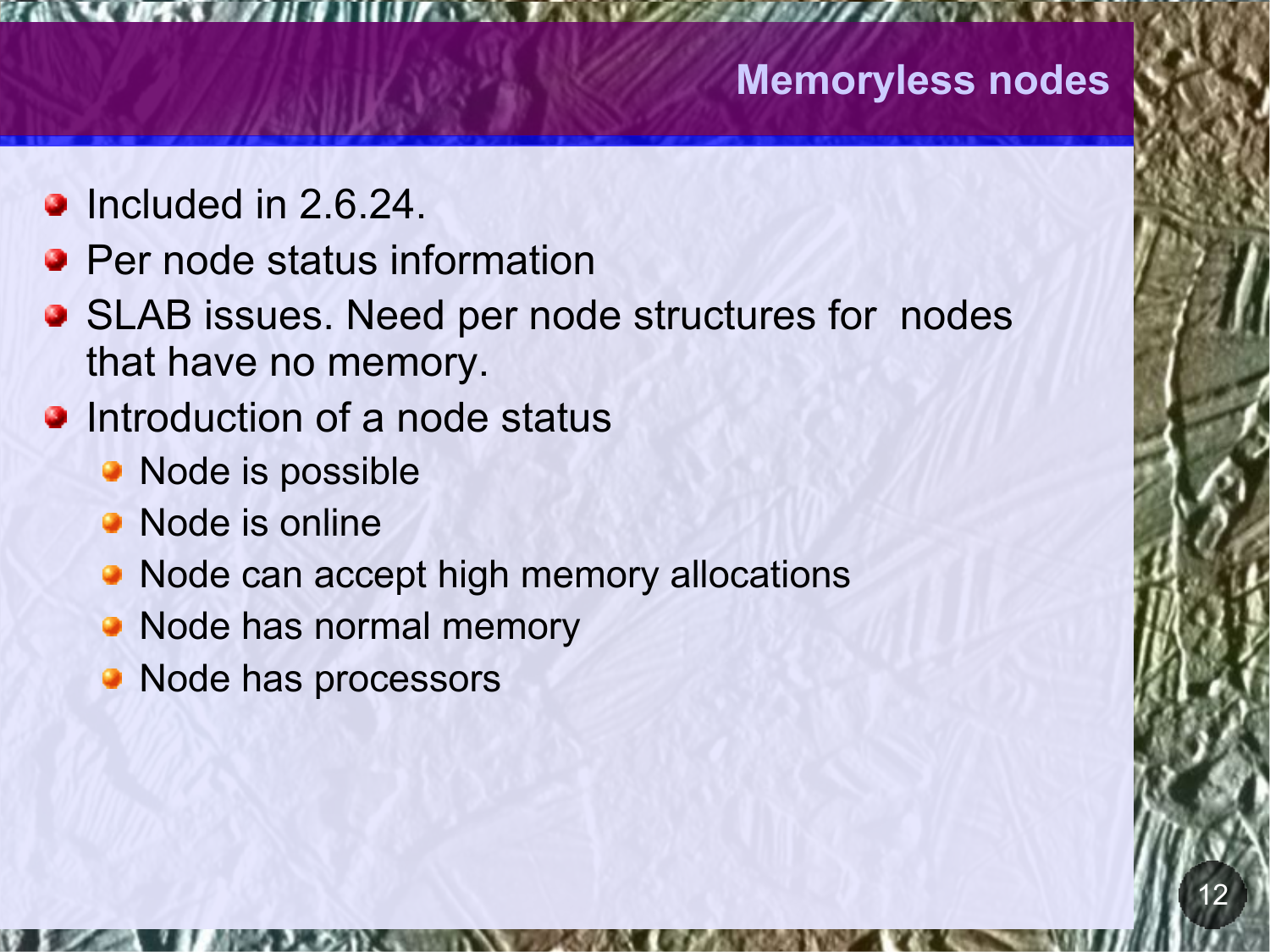# Memoryless nodes

- Included in 2.6.24.
- Per node status information
- SLAB issues. Need per node structures for nodes that have no memory.
- Introduction of a node status
  - Node is possible
  - Node is online
  - Node can accept high memory allocations
  - Node has normal memory
  - Node has processors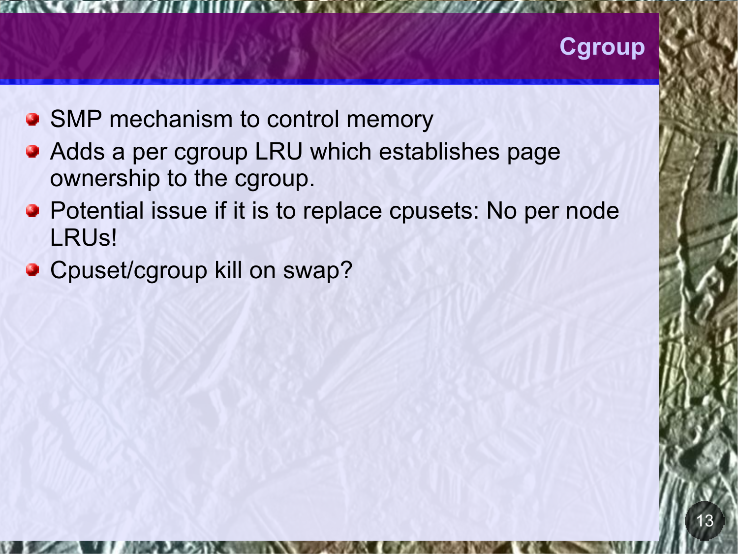# Cgroup

- SMP mechanism to control memory
- Adds a per cgroup LRU which establishes page ownership to the cgroup.
- Potential issue if it is to replace cpusets: No per node LRUs!
- Cpuset/cgroup kill on swap?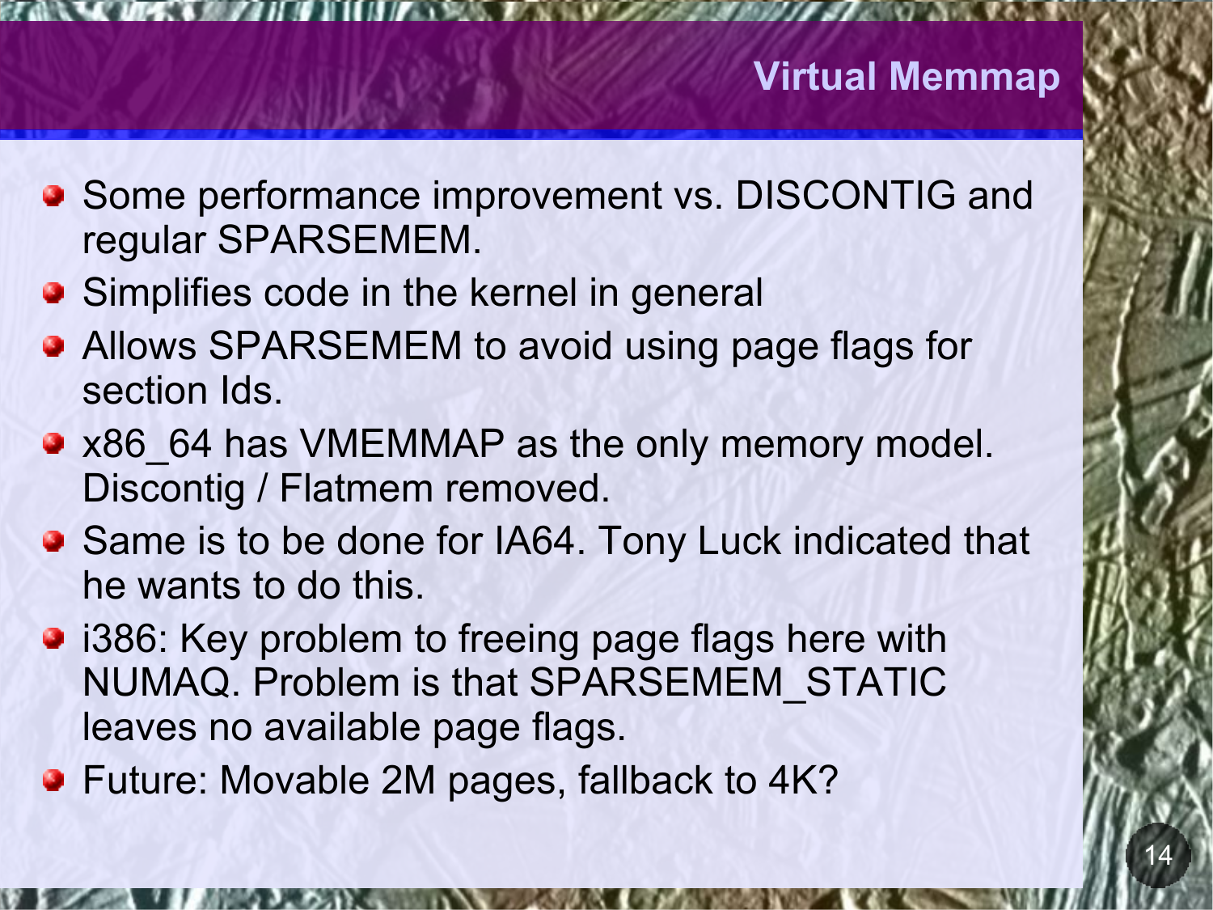# Virtual Memmap

- Some performance improvement vs. DISCONTIG and regular SPARSEMEM.
- Simplifies code in the kernel in general
- Allows SPARSEMEM to avoid using page flags for section Ids.
- x86_64 has VMEMMAP as the only memory model. Discontig / Flatmem removed.
- Same is to be done for IA64. Tony Luck indicated that he wants to do this.
- i386: Key problem to freeing page flags here with NUMAQ. Problem is that SPARSEMEM_STATIC leaves no available page flags.
- Future: Movable 2M pages, fallback to 4K?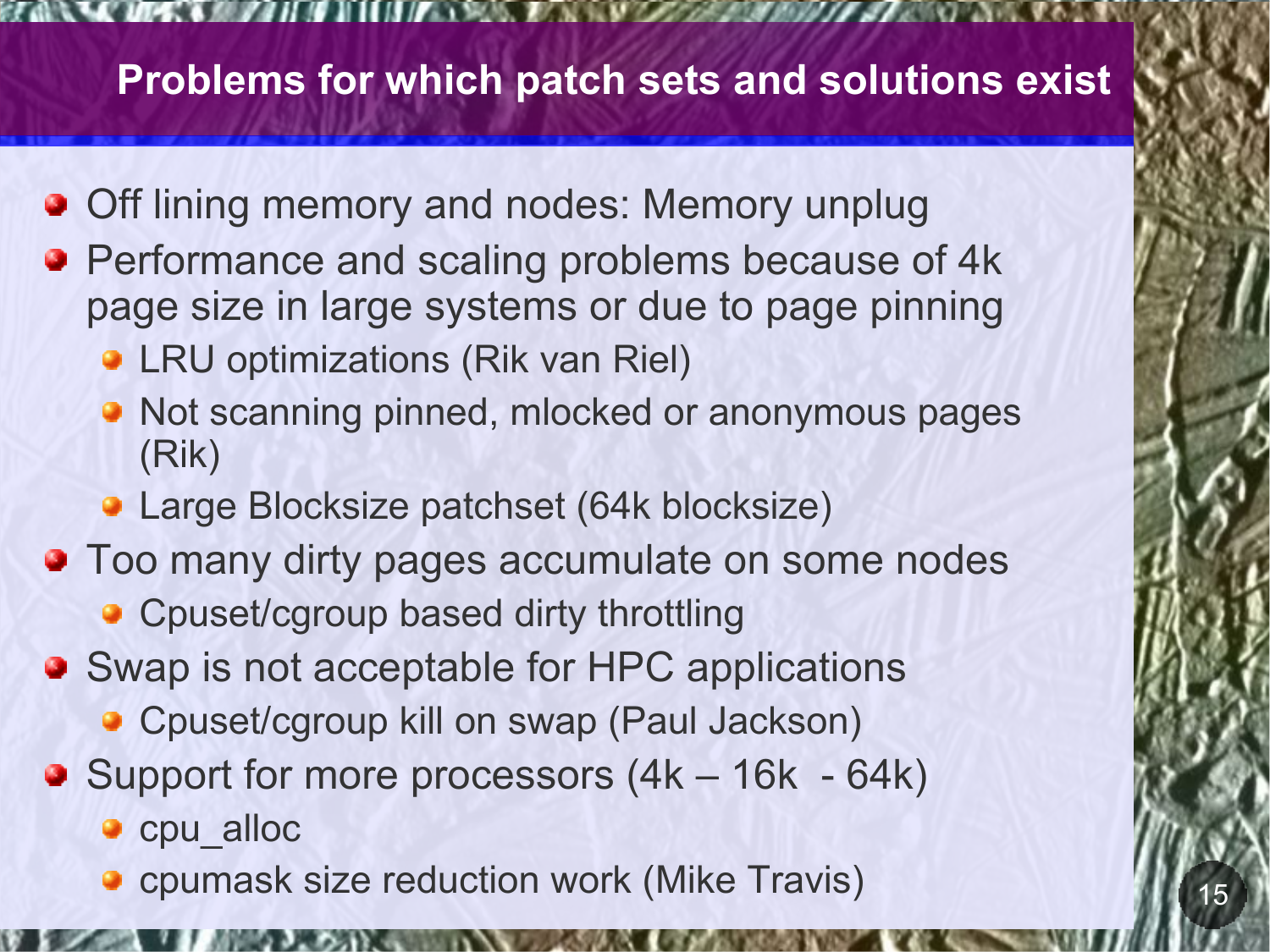## Problems for which patch sets and solutions exist

- Off lining memory and nodes: Memory unplug
- Performance and scaling problems because of 4k page size in large systems or due to page pinning
  - LRU optimizations (Rik van Riel)
  - Not scanning pinned, mlocked or anonymous pages (Rik)
  - Large Blocksize patchset (64k blocksize)
- Too many dirty pages accumulate on some nodes
  - Cpuset/cgroup based dirty throttling
- Swap is not acceptable for HPC applications
  - Cpuset/cgroup kill on swap (Paul Jackson)
- Support for more processors (4k – 16k - 64k)
  - cpu_alloc
  - cpumask size reduction work (Mike Travis)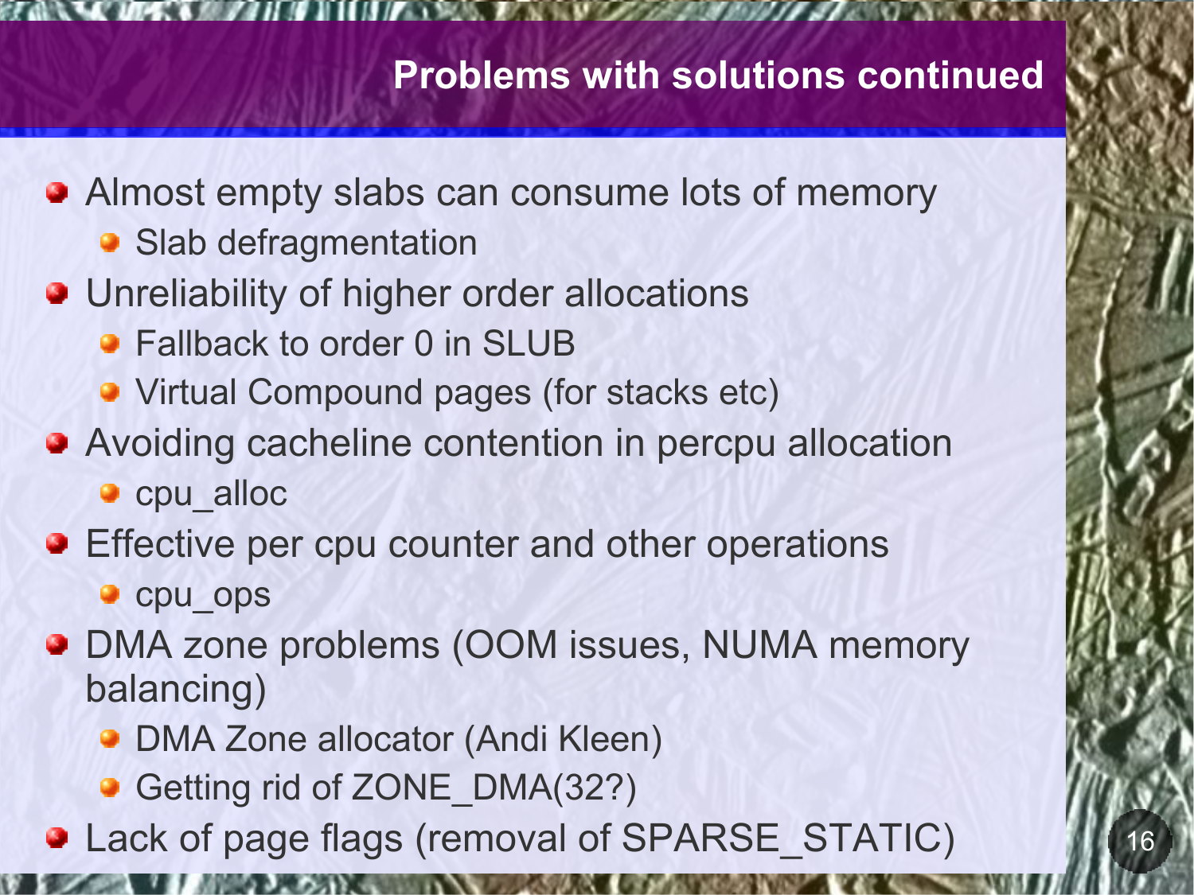# Problems with solutions continued

- Almost empty slabs can consume lots of memory
  - Slab defragmentation
- Unreliability of higher order allocations
  - Fallback to order 0 in SLUB
  - Virtual Compound pages (for stacks etc)
- Avoiding cacheline contention in percpu allocation
  - cpu_alloc
- Effective per cpu counter and other operations
  - cpu_ops
- DMA zone problems (OOM issues, NUMA memory balancing)
  - DMA Zone allocator (Andi Kleen)
  - Getting rid of ZONE_DMA(32?)
- Lack of page flags (removal of SPARSE_STATIC)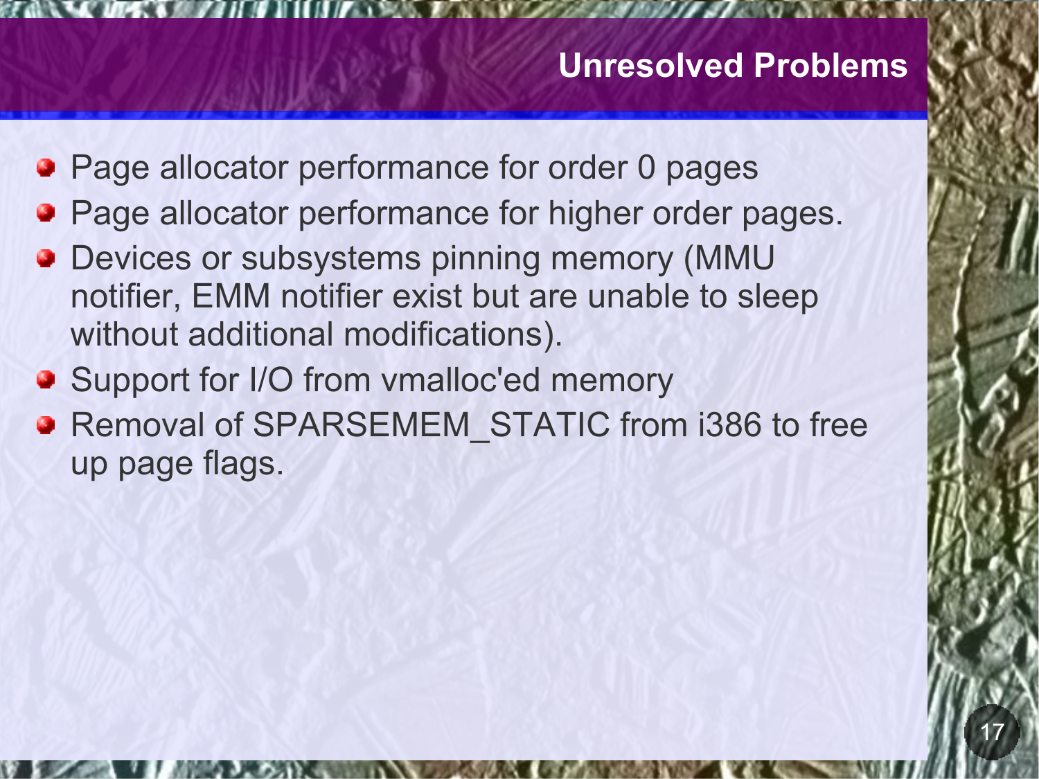# Unresolved Problems

- Page allocator performance for order 0 pages
- Page allocator performance for higher order pages.
- Devices or subsystems pinning memory (MMU notifier, EMM notifier exist but are unable to sleep without additional modifications).
- Support for I/O from vmalloc'ed memory
- Removal of SPARSEMEM_STATIC from i386 to free up page flags.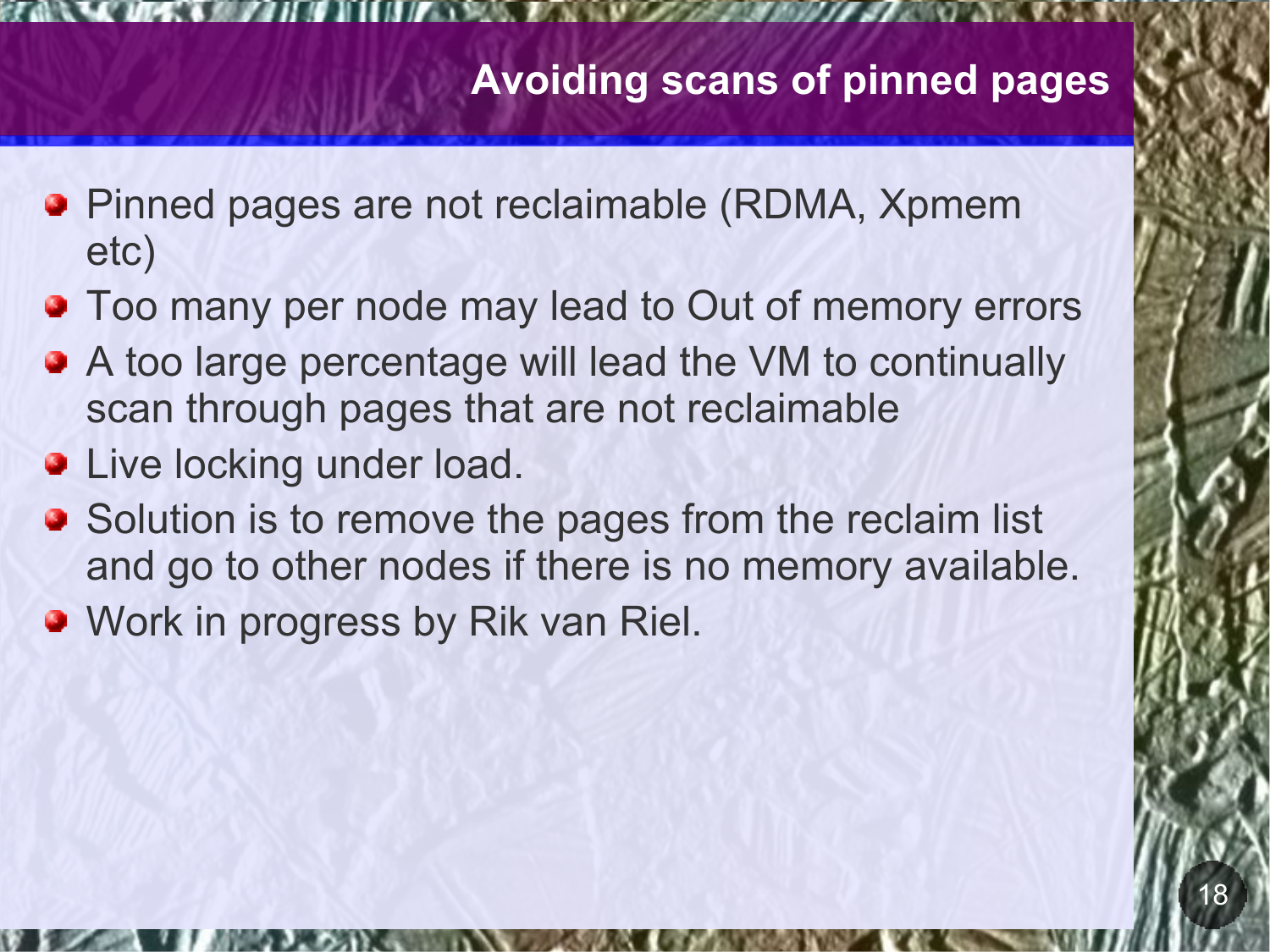# Avoiding scans of pinned pages

- Pinned pages are not reclaimable (RDMA, Xpmem etc)
- Too many per node may lead to Out of memory errors
- A too large percentage will lead the VM to continually scan through pages that are not reclaimable
- Live locking under load.
- Solution is to remove the pages from the reclaim list and go to other nodes if there is no memory available.
- Work in progress by Rik van Riel.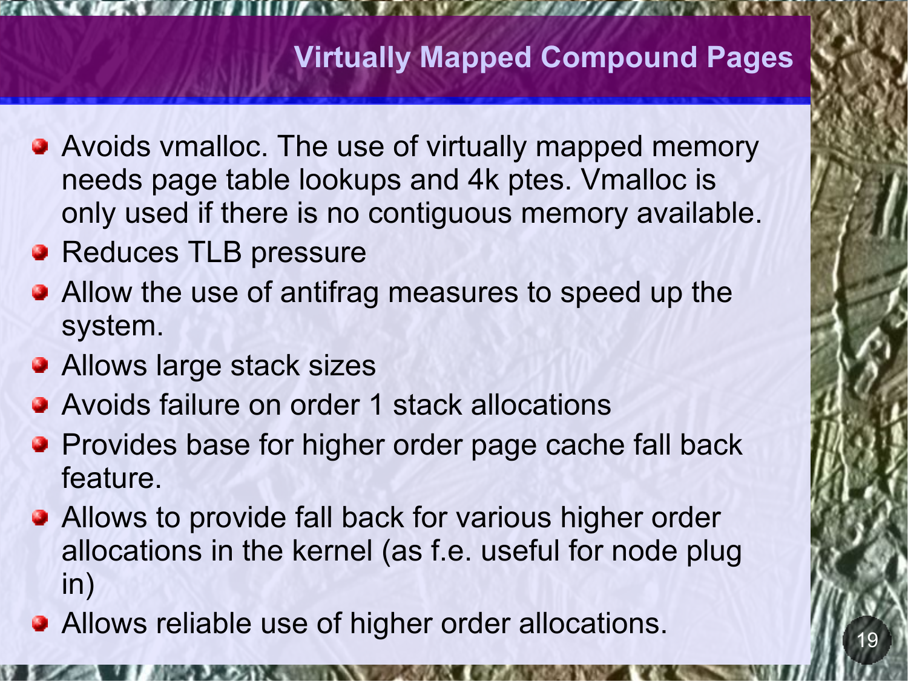# Virtually Mapped Compound Pages

- Avoids vmalloc. The use of virtually mapped memory needs page table lookups and 4k ptes. Vmalloc is only used if there is no contiguous memory available.
- Reduces TLB pressure
- Allow the use of antifrag measures to speed up the system.
- Allows large stack sizes
- Avoids failure on order 1 stack allocations
- Provides base for higher order page cache fall back feature.
- Allows to provide fall back for various higher order allocations in the kernel (as f.e. useful for node plug in)
- Allows reliable use of higher order allocations.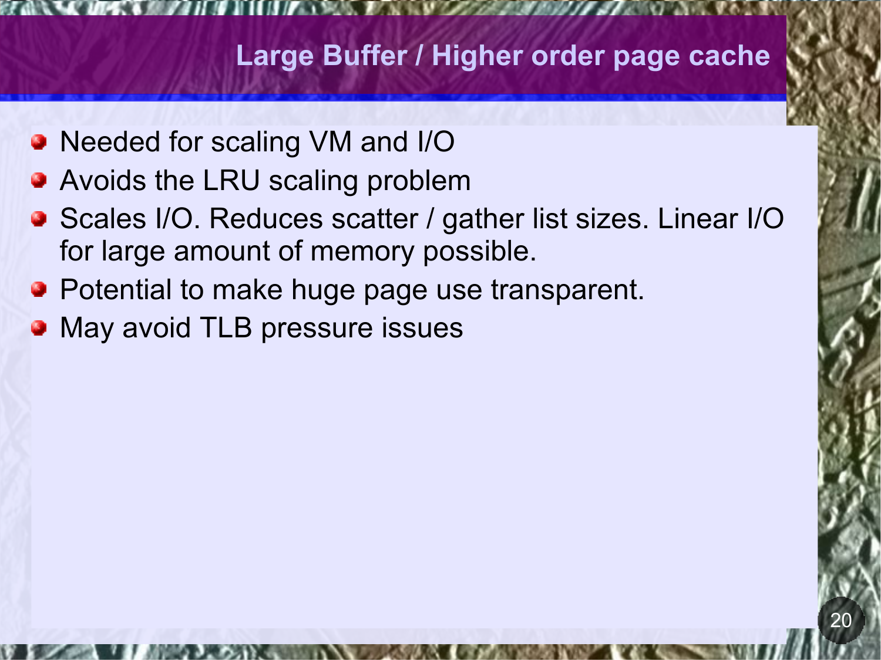# Large Buffer / Higher order page cache

- Needed for scaling VM and I/O
- Avoids the LRU scaling problem
- Scales I/O. Reduces scatter / gather list sizes. Linear I/O for large amount of memory possible.
- Potential to make huge page use transparent.
- May avoid TLB pressure issues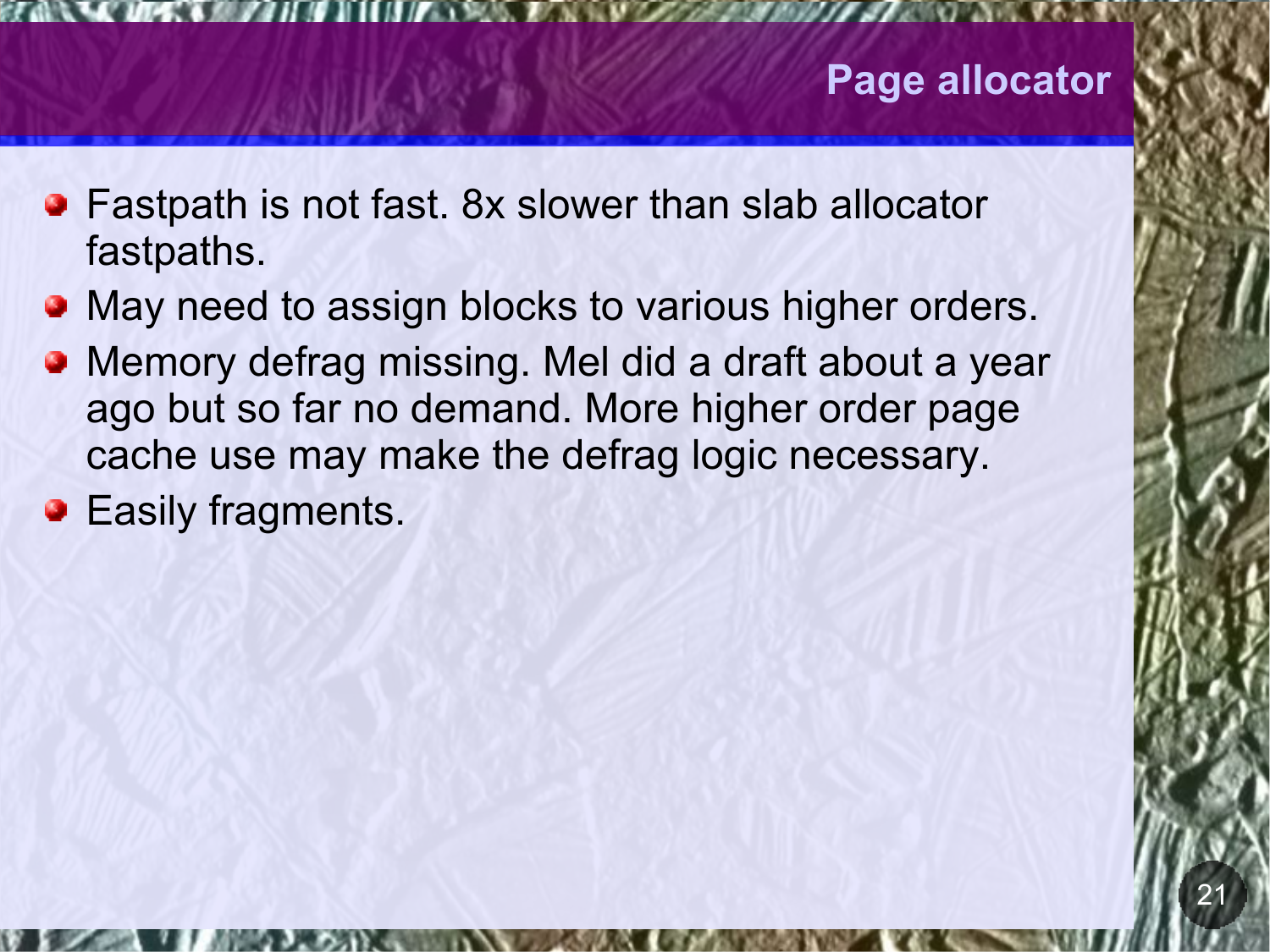# Page allocator

- Fastpath is not fast. 8x slower than slab allocator fastpaths.
- May need to assign blocks to various higher orders.
- Memory defrag missing. Mel did a draft about a year ago but so far no demand. More higher order page cache use may make the defrag logic necessary.
- Easily fragments.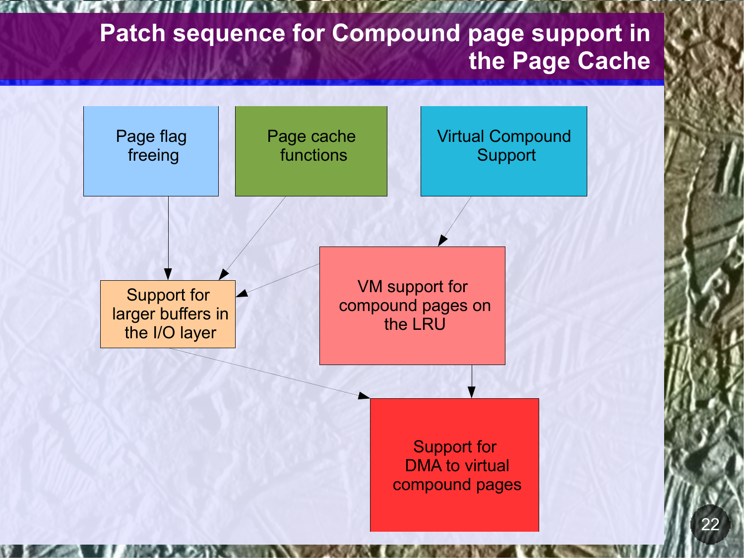# Patch sequence for Compound page support in the Page Cache

- Page flag freeing
- Page cache functions
- Virtual Compound Support
- Support for larger buffers in the I/O layer
- VM support for compound pages on the LRU
- Support for DMA to virtual compound pages

Dependencies:

- Page flag freeing → Support for larger buffers in the I/O layer
- Page cache functions → Support for larger buffers in the I/O layer
- Virtual Compound Support → VM support for compound pages on the LRU
- VM support for compound pages on the LRU → Support for larger buffers in the I/O layer
- Support for larger buffers in the I/O layer → Support for DMA to virtual compound pages
- VM support for compound pages on the LRU → Support for DMA to virtual compound pages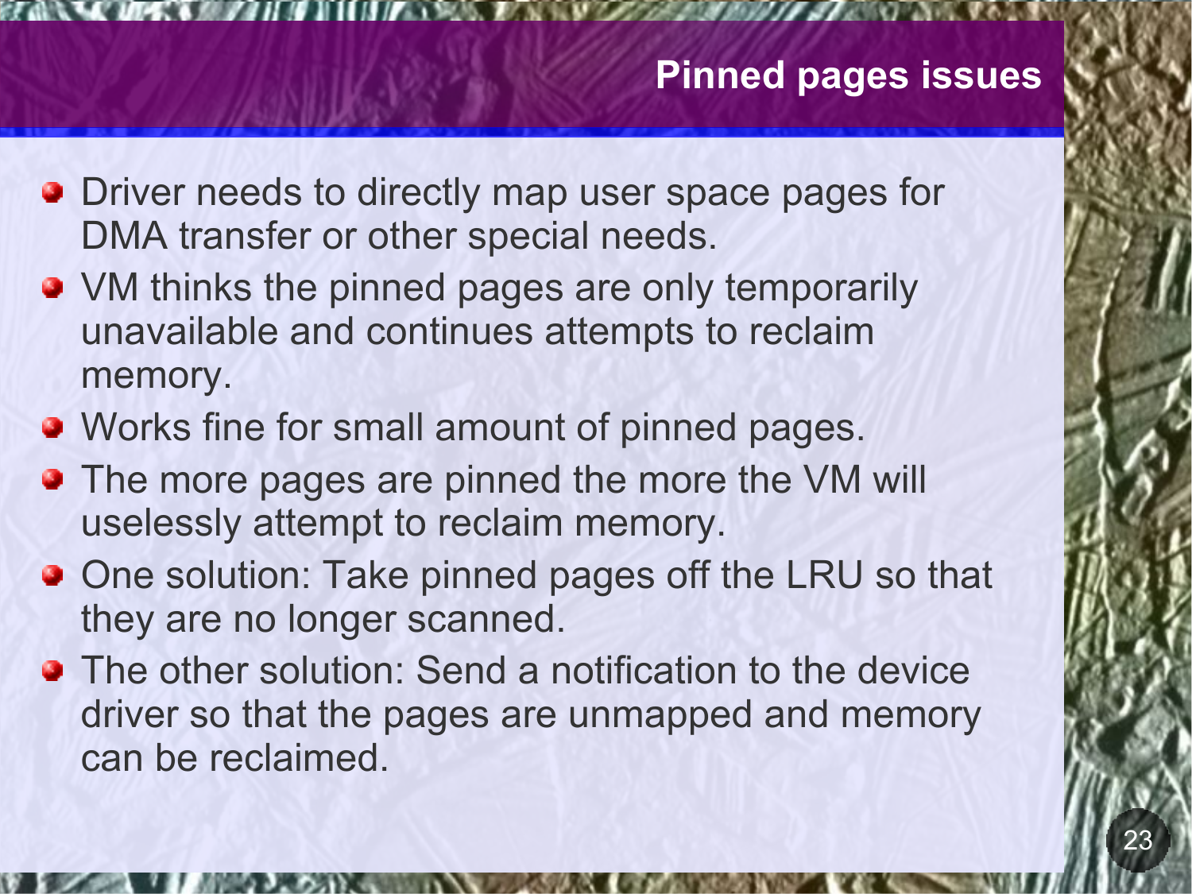# Pinned pages issues

- Driver needs to directly map user space pages for DMA transfer or other special needs.
- VM thinks the pinned pages are only temporarily unavailable and continues attempts to reclaim memory.
- Works fine for small amount of pinned pages.
- The more pages are pinned the more the VM will uselessly attempt to reclaim memory.
- One solution: Take pinned pages off the LRU so that they are no longer scanned.
- The other solution: Send a notification to the device driver so that the pages are unmapped and memory can be reclaimed.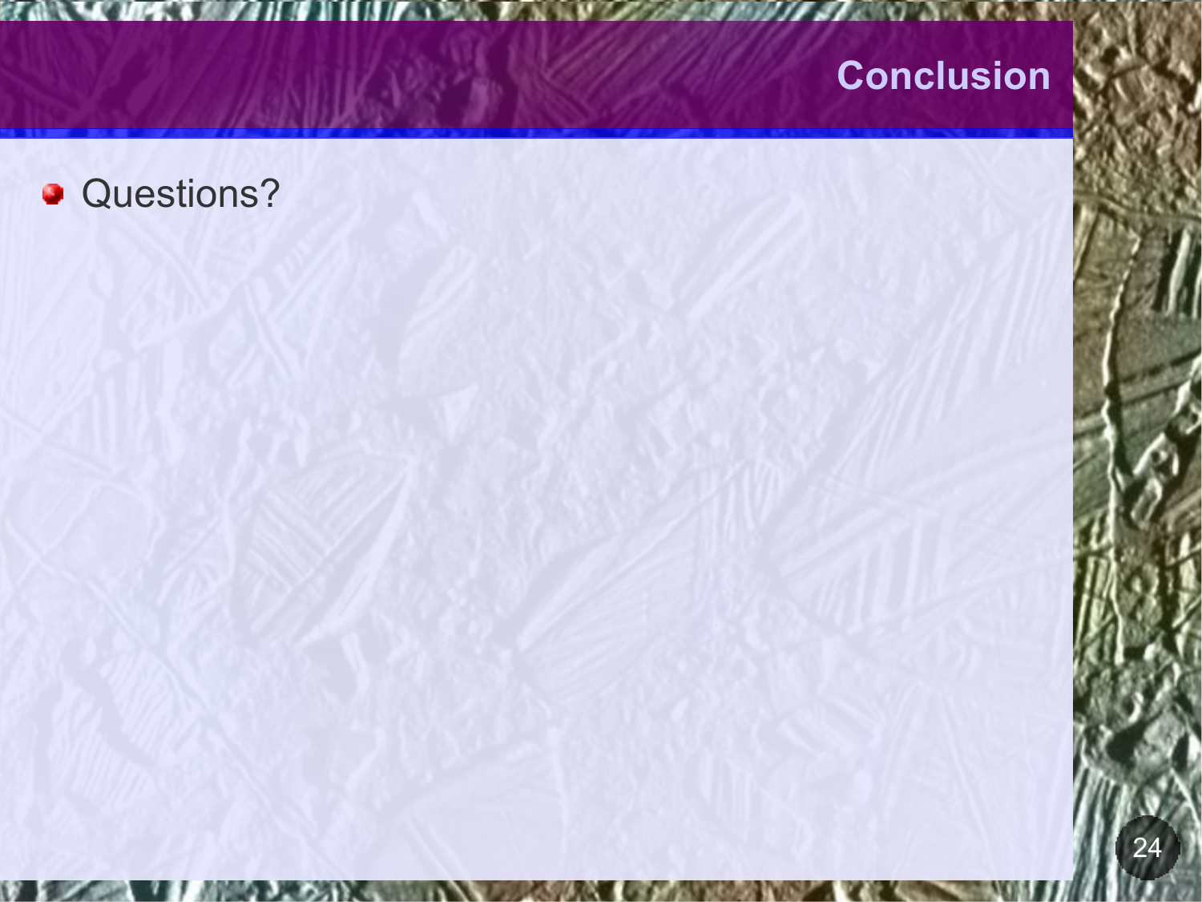# Conclusion

- Questions?